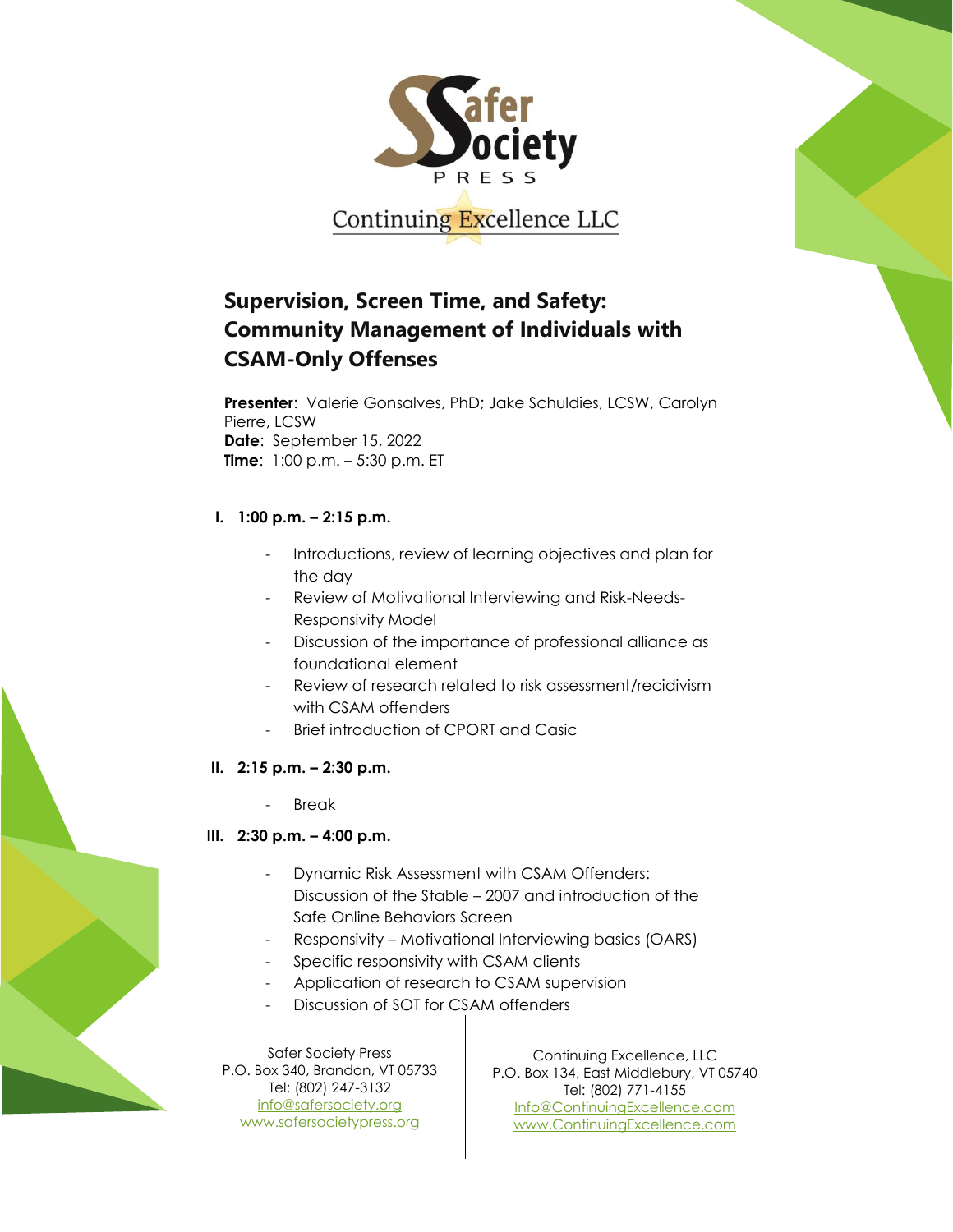Safer Society Press

Continuing Excellence LLC

# Supervision, Screen Time, and Safety: Community Management of Individuals with CSAM-Only Offenses

**Presenter**: Valerie Gonsalves, PhD; Jake Schuldies, LCSW, Carolyn Pierre, LCSW
**Date**: September 15, 2022
**Time**: 1:00 p.m. – 5:30 p.m. ET

**I. 1:00 p.m. – 2:15 p.m.**

- Introductions, review of learning objectives and plan for the day
- Review of Motivational Interviewing and Risk-Needs-Responsivity Model
- Discussion of the importance of professional alliance as foundational element
- Review of research related to risk assessment/recidivism with CSAM offenders
- Brief introduction of CPORT and Casic

**II. 2:15 p.m. – 2:30 p.m.**

- Break

**III. 2:30 p.m. – 4:00 p.m.**

- Dynamic Risk Assessment with CSAM Offenders: Discussion of the Stable – 2007 and introduction of the Safe Online Behaviors Screen
- Responsivity – Motivational Interviewing basics (OARS)
- Specific responsivity with CSAM clients
- Application of research to CSAM supervision
- Discussion of SOT for CSAM offenders

Safer Society Press
P.O. Box 340, Brandon, VT 05733
Tel: (802) 247-3132
info@safersociety.org
www.safersocietypress.org

Continuing Excellence, LLC
P.O. Box 134, East Middlebury, VT 05740
Tel: (802) 771-4155
Info@ContinuingExcellence.com
www.ContinuingExcellence.com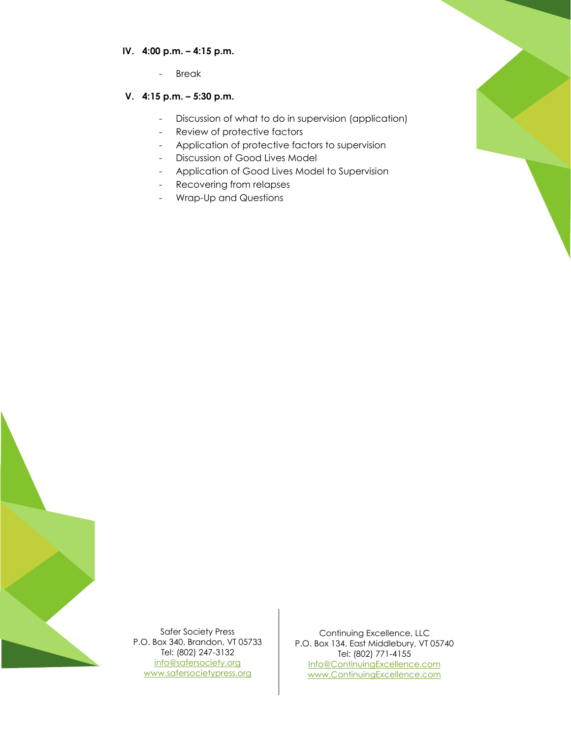**IV. 4:00 p.m. – 4:15 p.m.**

- Break

**V. 4:15 p.m. – 5:30 p.m.**

- Discussion of what to do in supervision (application)
- Review of protective factors
- Application of protective factors to supervision
- Discussion of Good Lives Model
- Application of Good Lives Model to Supervision
- Recovering from relapses
- Wrap-Up and Questions

Safer Society Press
P.O. Box 340, Brandon, VT 05733
Tel: (802) 247-3132
info@safersociety.org
www.safersocietypress.org

Continuing Excellence, LLC
P.O. Box 134, East Middlebury, VT 05740
Tel: (802) 771-4155
Info@ContinuingExcellence.com
www.ContinuingExcellence.com